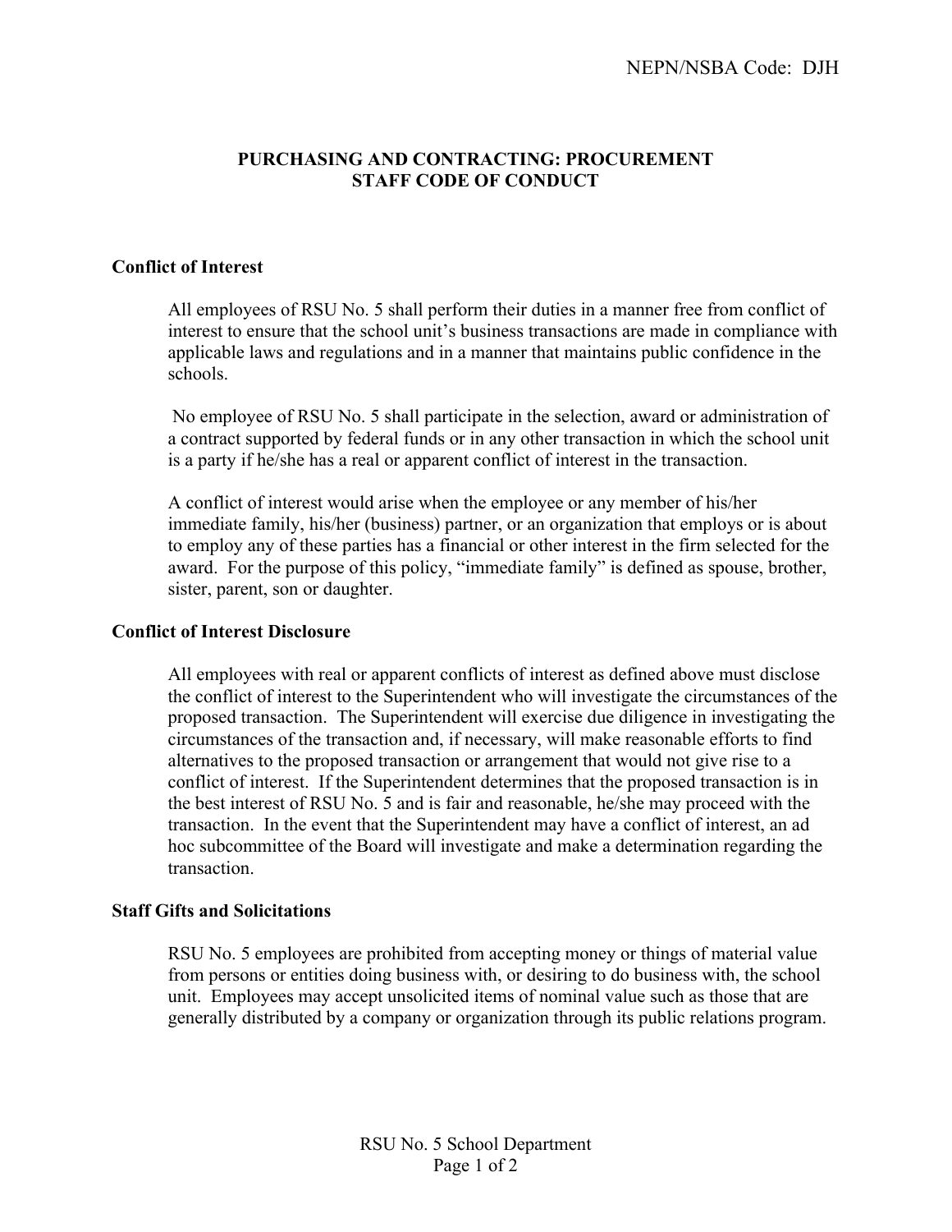NEPN/NSBA Code: DJH

# PURCHASING AND CONTRACTING: PROCUREMENT STAFF CODE OF CONDUCT

## Conflict of Interest

All employees of RSU No. 5 shall perform their duties in a manner free from conflict of interest to ensure that the school unit's business transactions are made in compliance with applicable laws and regulations and in a manner that maintains public confidence in the schools.

No employee of RSU No. 5 shall participate in the selection, award or administration of a contract supported by federal funds or in any other transaction in which the school unit is a party if he/she has a real or apparent conflict of interest in the transaction.

A conflict of interest would arise when the employee or any member of his/her immediate family, his/her (business) partner, or an organization that employs or is about to employ any of these parties has a financial or other interest in the firm selected for the award. For the purpose of this policy, "immediate family" is defined as spouse, brother, sister, parent, son or daughter.

## Conflict of Interest Disclosure

All employees with real or apparent conflicts of interest as defined above must disclose the conflict of interest to the Superintendent who will investigate the circumstances of the proposed transaction. The Superintendent will exercise due diligence in investigating the circumstances of the transaction and, if necessary, will make reasonable efforts to find alternatives to the proposed transaction or arrangement that would not give rise to a conflict of interest. If the Superintendent determines that the proposed transaction is in the best interest of RSU No. 5 and is fair and reasonable, he/she may proceed with the transaction. In the event that the Superintendent may have a conflict of interest, an ad hoc subcommittee of the Board will investigate and make a determination regarding the transaction.

## Staff Gifts and Solicitations

RSU No. 5 employees are prohibited from accepting money or things of material value from persons or entities doing business with, or desiring to do business with, the school unit. Employees may accept unsolicited items of nominal value such as those that are generally distributed by a company or organization through its public relations program.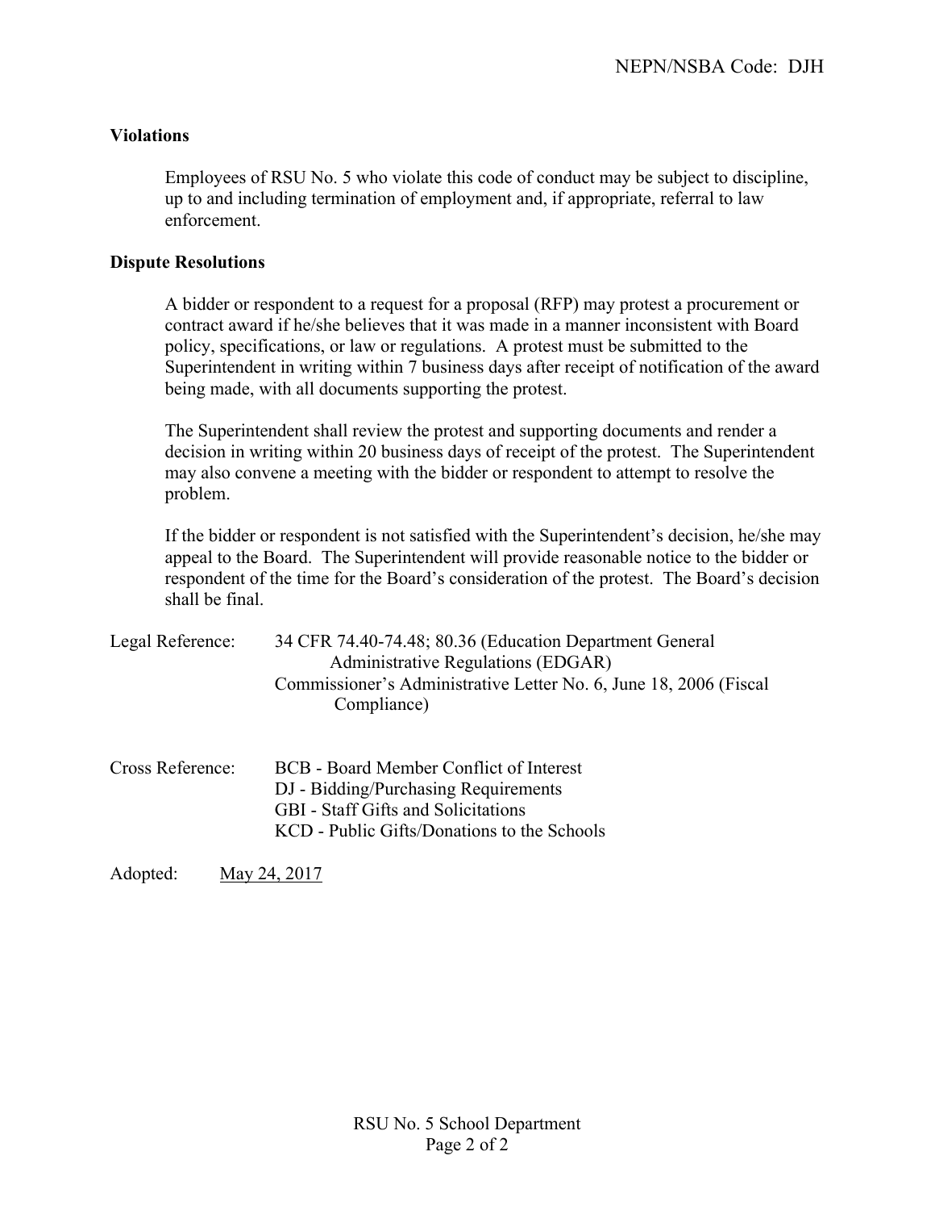### Violations

Employees of RSU No. 5 who violate this code of conduct may be subject to discipline, up to and including termination of employment and, if appropriate, referral to law enforcement.

### Dispute Resolutions

A bidder or respondent to a request for a proposal (RFP) may protest a procurement or contract award if he/she believes that it was made in a manner inconsistent with Board policy, specifications, or law or regulations. A protest must be submitted to the Superintendent in writing within 7 business days after receipt of notification of the award being made, with all documents supporting the protest.

The Superintendent shall review the protest and supporting documents and render a decision in writing within 20 business days of receipt of the protest. The Superintendent may also convene a meeting with the bidder or respondent to attempt to resolve the problem.

If the bidder or respondent is not satisfied with the Superintendent's decision, he/she may appeal to the Board. The Superintendent will provide reasonable notice to the bidder or respondent of the time for the Board's consideration of the protest. The Board's decision shall be final.

Legal Reference: 34 CFR 74.40-74.48; 80.36 (Education Department General Administrative Regulations (EDGAR)
Commissioner's Administrative Letter No. 6, June 18, 2006 (Fiscal Compliance)

Cross Reference: BCB - Board Member Conflict of Interest
DJ - Bidding/Purchasing Requirements
GBI - Staff Gifts and Solicitations
KCD - Public Gifts/Donations to the Schools

Adopted: May 24, 2017